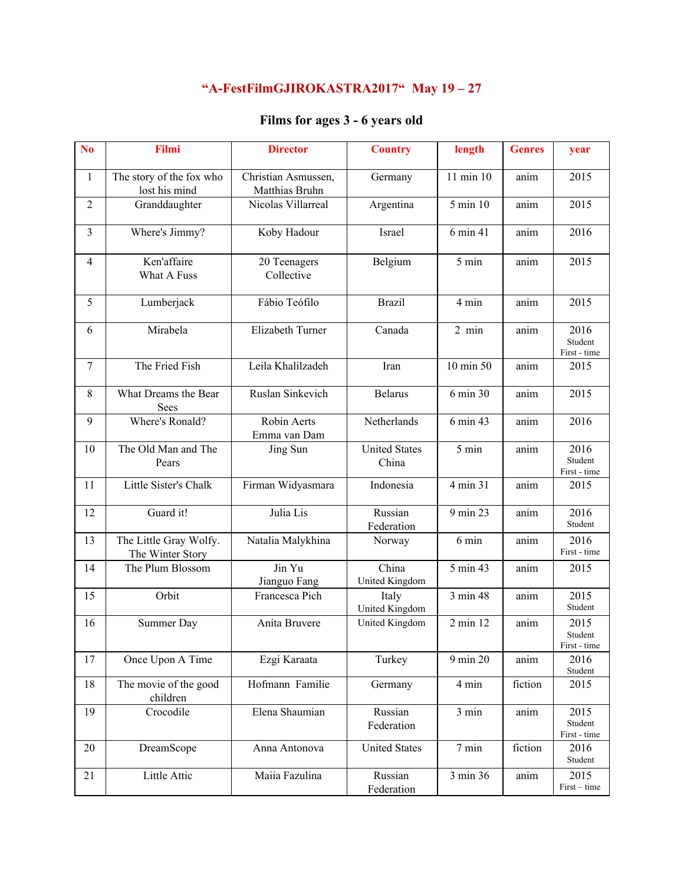# "A-FestFilmGJIROKASTRA2017" May 19 – 27

## Films for ages 3 - 6 years old

| No | Filmi | Director | Country | length | Genres | year |
|---|---|---|---|---|---|---|
| 1 | The story of the fox who lost his mind | Christian Asmussen, Matthias Bruhn | Germany | 11 min 10 | anim | 2015 |
| 2 | Granddaughter | Nicolas Villarreal | Argentina | 5 min 10 | anim | 2015 |
| 3 | Where's Jimmy? | Koby Hadour | Israel | 6 min 41 | anim | 2016 |
| 4 | Ken'affaire What A Fuss | 20 Teenagers Collective | Belgium | 5 min | anim | 2015 |
| 5 | Lumberjack | Fábio Teófilo | Brazil | 4 min | anim | 2015 |
| 6 | Mirabela | Elizabeth Turner | Canada | 2 min | anim | 2016 Student First - time |
| 7 | The Fried Fish | Leila Khalilzadeh | Iran | 10 min 50 | anim | 2015 |
| 8 | What Dreams the Bear Sees | Ruslan Sinkevich | Belarus | 6 min 30 | anim | 2015 |
| 9 | Where's Ronald? | Robin Aerts Emma van Dam | Netherlands | 6 min 43 | anim | 2016 |
| 10 | The Old Man and The Pears | Jing Sun | United States China | 5 min | anim | 2016 Student First - time |
| 11 | Little Sister's Chalk | Firman Widyasmara | Indonesia | 4 min 31 | anim | 2015 |
| 12 | Guard it! | Julia Lis | Russian Federation | 9 min 23 | anim | 2016 Student |
| 13 | The Little Gray Wolfy. The Winter Story | Natalia Malykhina | Norway | 6 min | anim | 2016 First - time |
| 14 | The Plum Blossom | Jin Yu Jianguo Fang | China United Kingdom | 5 min 43 | anim | 2015 |
| 15 | Orbit | Francesca Pich | Italy United Kingdom | 3 min 48 | anim | 2015 Student |
| 16 | Summer Day | Anita Bruvere | United Kingdom | 2 min 12 | anim | 2015 Student First - time |
| 17 | Once Upon A Time | Ezgi Karaata | Turkey | 9 min 20 | anim | 2016 Student |
| 18 | The movie of the good children | Hofmann Familie | Germany | 4 min | fiction | 2015 |
| 19 | Crocodile | Elena Shaumian | Russian Federation | 3 min | anim | 2015 Student First - time |
| 20 | DreamScope | Anna Antonova | United States | 7 min | fiction | 2016 Student |
| 21 | Little Attic | Maiia Fazulina | Russian Federation | 3 min 36 | anim | 2015 First – time |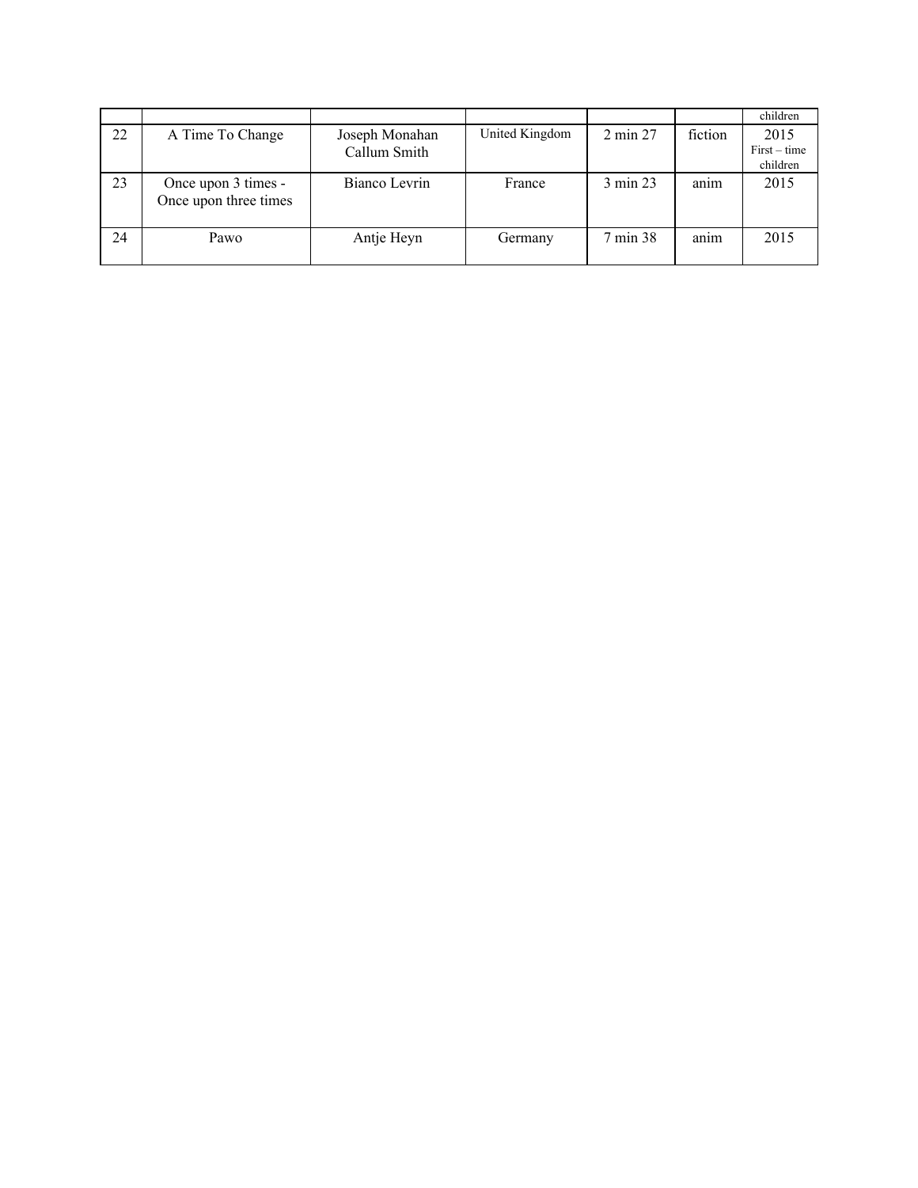| | | | | | | |
|---|---|---|---|---|---|---|
| | | | | | | children |
| 22 | A Time To Change | Joseph Monahan Callum Smith | United Kingdom | 2 min 27 | fiction | 2015 First – time children |
| 23 | Once upon 3 times - Once upon three times | Bianco Levrin | France | 3 min 23 | anim | 2015 |
| 24 | Pawo | Antje Heyn | Germany | 7 min 38 | anim | 2015 |